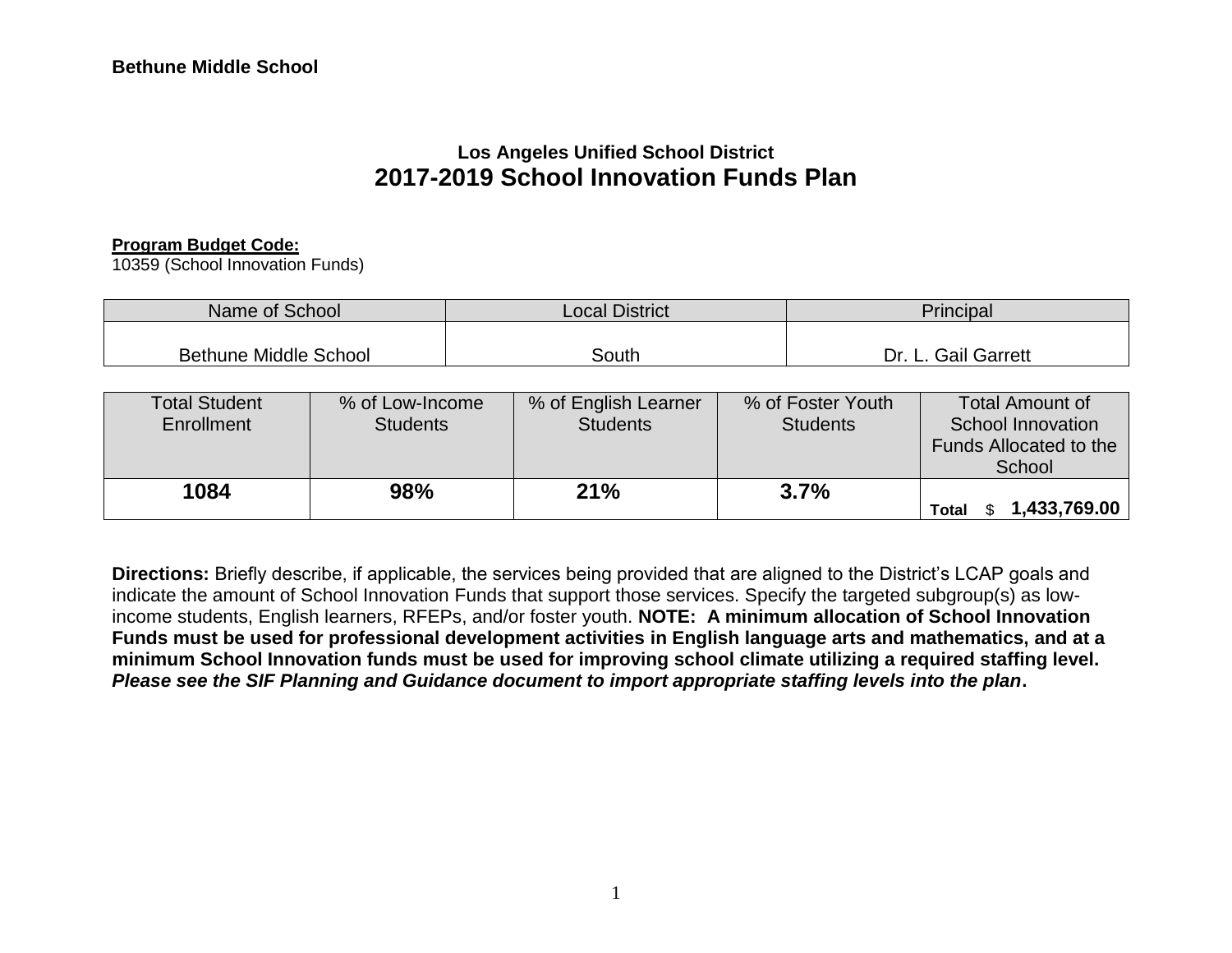**Bethune Middle School**

## Los Angeles Unified School District
# 2017-2019 School Innovation Funds Plan

**Program Budget Code:**
10359 (School Innovation Funds)

| Name of School | Local District | Principal |
|---|---|---|
| Bethune Middle School | South | Dr. L. Gail Garrett |

| Total Student Enrollment | % of Low-Income Students | % of English Learner Students | % of Foster Youth Students | Total Amount of School Innovation Funds Allocated to the School |
|---|---|---|---|---|
| **1084** | **98%** | **21%** | **3.7%** | **Total** $ **1,433,769.00** |

**Directions:** Briefly describe, if applicable, the services being provided that are aligned to the District's LCAP goals and indicate the amount of School Innovation Funds that support those services. Specify the targeted subgroup(s) as low-income students, English learners, RFEPs, and/or foster youth. **NOTE: A minimum allocation of School Innovation Funds must be used for professional development activities in English language arts and mathematics, and at a minimum School Innovation funds must be used for improving school climate utilizing a required staffing level.** ***Please see the SIF Planning and Guidance document to import appropriate staffing levels into the plan*.**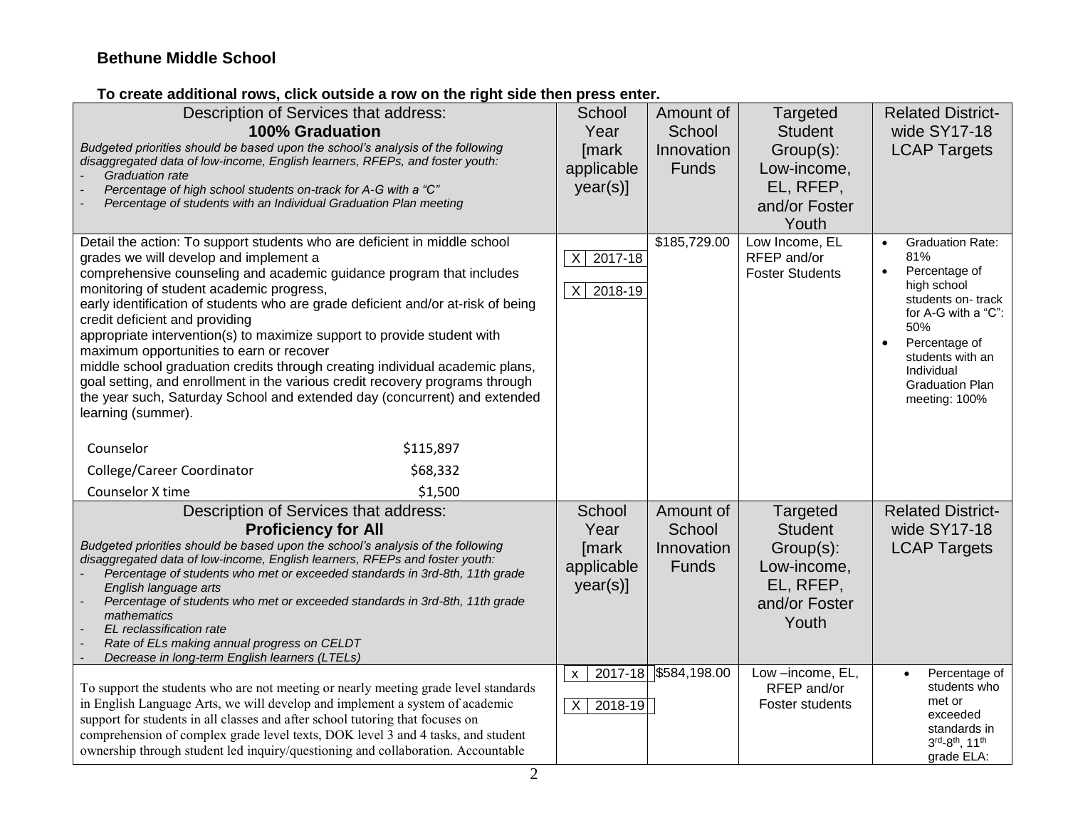**Bethune Middle School**

**To create additional rows, click outside a row on the right side then press enter.**

| Description of Services that address: **100% Graduation** *Budgeted priorities should be based upon the school's analysis of the following disaggregated data of low-income, English learners, RFEPs, and foster youth:* *- Graduation rate* *- Percentage of high school students on-track for A-G with a "C"* *- Percentage of students with an Individual Graduation Plan meeting* | School Year [mark applicable year(s)] | Amount of School Innovation Funds | Targeted Student Group(s): Low-income, EL, RFEP, and/or Foster Youth | Related District-wide SY17-18 LCAP Targets |
|---|---|---|---|---|
| Detail the action: To support students who are deficient in middle school grades we will develop and implement a comprehensive counseling and academic guidance program that includes monitoring of student academic progress, early identification of students who are grade deficient and/or at-risk of being credit deficient and providing appropriate intervention(s) to maximize support to provide student with maximum opportunities to earn or recover middle school graduation credits through creating individual academic plans, goal setting, and enrollment in the various credit recovery programs through the year such, Saturday School and extended day (concurrent) and extended learning (summer).<br><br>Counselor $115,897<br>College/Career Coordinator $68,332<br>Counselor X time $1,500 | X 2017-18<br>X 2018-19 | $185,729.00 | Low Income, EL RFEP and/or Foster Students | • Graduation Rate: 81%<br>• Percentage of high school students on- track for A-G with a "C": 50%<br>• Percentage of students with an Individual Graduation Plan meeting: 100% |
| Description of Services that address: **Proficiency for All** *Budgeted priorities should be based upon the school's analysis of the following disaggregated data of low-income, English learners, RFEPs and foster youth:* *- Percentage of students who met or exceeded standards in 3rd-8th, 11th grade English language arts* *- Percentage of students who met or exceeded standards in 3rd-8th, 11th grade mathematics* *- EL reclassification rate* *- Rate of ELs making annual progress on CELDT* *- Decrease in long-term English learners (LTELs)* | School Year [mark applicable year(s)] | Amount of School Innovation Funds | Targeted Student Group(s): Low-income, EL, RFEP, and/or Foster Youth | Related District-wide SY17-18 LCAP Targets |
| To support the students who are not meeting or nearly meeting grade level standards in English Language Arts, we will develop and implement a system of academic support for students in all classes and after school tutoring that focuses on comprehension of complex grade level texts, DOK level 3 and 4 tasks, and student ownership through student led inquiry/questioning and collaboration. Accountable | x 2017-18<br>X 2018-19 | $584,198.00 | Low –income, EL, RFEP and/or Foster students | • Percentage of students who met or exceeded standards in 3rd-8th, 11th grade ELA: |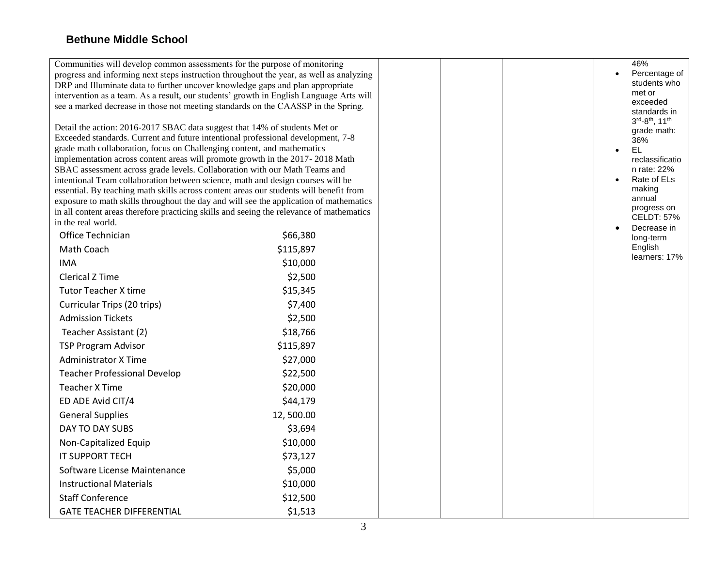## Bethune Middle School

| | | | | |
|---|---|---|---|---|
| Communities will develop common assessments for the purpose of monitoring progress and informing next steps instruction throughout the year, as well as analyzing DRP and Illuminate data to further uncover knowledge gaps and plan appropriate intervention as a team. As a result, our students' growth in English Language Arts will see a marked decrease in those not meeting standards on the CAASSP in the Spring.<br><br>Detail the action: 2016-2017 SBAC data suggest that 14% of students Met or Exceeded standards. Current and future intentional professional development, 7-8 grade math collaboration, focus on Challenging content, and mathematics implementation across content areas will promote growth in the 2017- 2018 Math SBAC assessment across grade levels. Collaboration with our Math Teams and intentional Team collaboration between science, math and design courses will be essential. By teaching math skills across content areas our students will benefit from exposure to math skills throughout the day and will see the application of mathematics in all content areas therefore practicing skills and seeing the relevance of mathematics in the real world.<br><br>Office Technician $66,380<br>Math Coach $115,897<br>IMA $10,000<br>Clerical Z Time $2,500<br>Tutor Teacher X time $15,345<br>Curricular Trips (20 trips) $7,400<br>Admission Tickets $2,500<br>Teacher Assistant (2) $18,766<br>TSP Program Advisor $115,897<br>Administrator X Time $27,000<br>Teacher Professional Develop $22,500<br>Teacher X Time $20,000<br>ED ADE Avid CIT/4 $44,179<br>General Supplies 12, 500.00<br>DAY TO DAY SUBS $3,694<br>Non-Capitalized Equip $10,000<br>IT SUPPORT TECH $73,127<br>Software License Maintenance $5,000<br>Instructional Materials $10,000<br>Staff Conference $12,500<br>GATE TEACHER DIFFERENTIAL $1,513 | | | | 46%<br>• Percentage of students who met or exceeded standards in 3rd-8th, 11th grade math: 36%<br>• EL reclassification rate: 22%<br>• Rate of ELs making annual progress on CELDT: 57%<br>• Decrease in long-term English learners: 17% |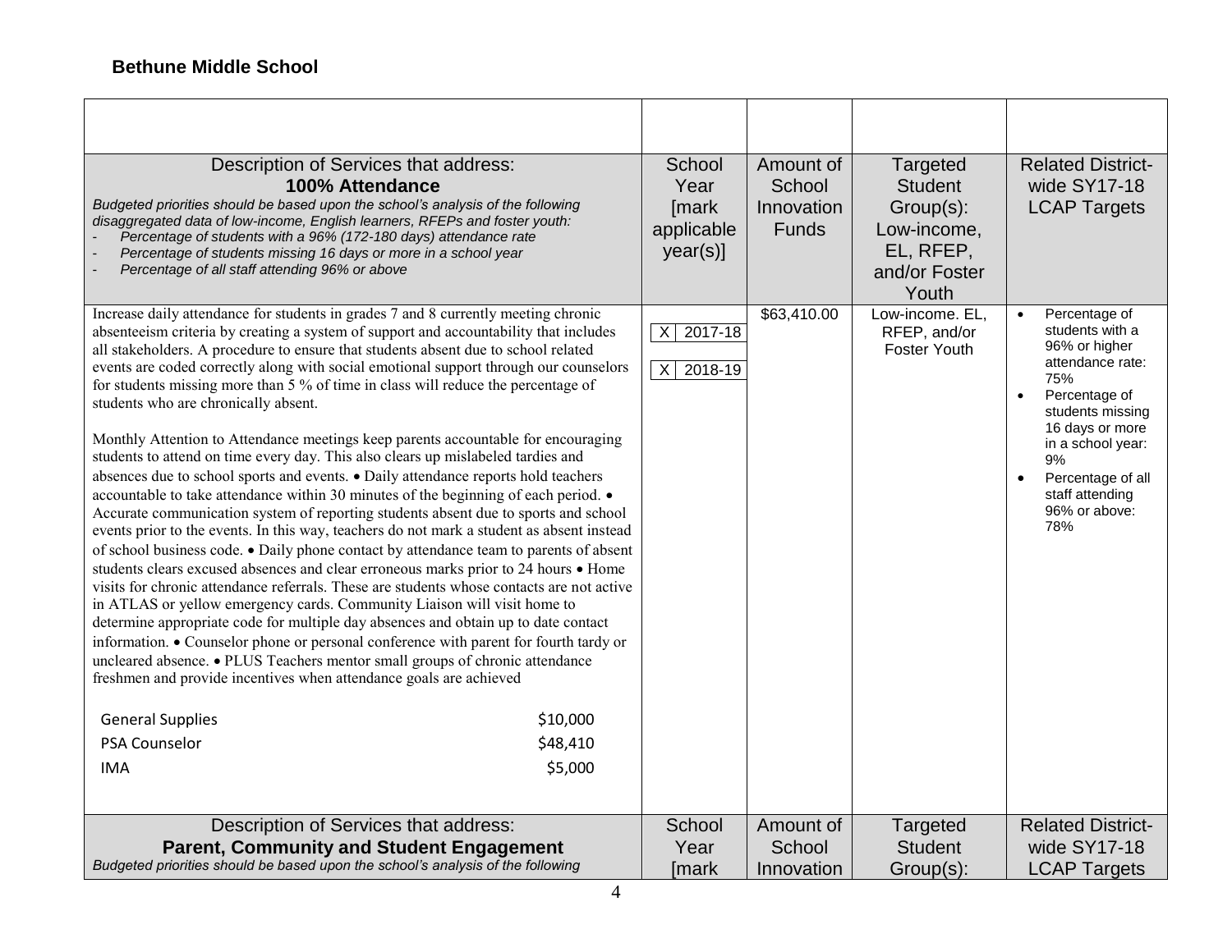**Bethune Middle School**

| | | | | |
|---|---|---|---|---|
| Description of Services that address:<br>**100% Attendance**<br>*Budgeted priorities should be based upon the school's analysis of the following disaggregated data of low-income, English learners, RFEPs and foster youth:*<br>- *Percentage of students with a 96% (172-180 days) attendance rate*<br>- *Percentage of students missing 16 days or more in a school year*<br>- *Percentage of all staff attending 96% or above* | School Year [mark applicable year(s)] | Amount of School Innovation Funds | Targeted Student Group(s): Low-income, EL, RFEP, and/or Foster Youth | Related District-wide SY17-18 LCAP Targets |
| Increase daily attendance for students in grades 7 and 8 currently meeting chronic absenteeism criteria by creating a system of support and accountability that includes all stakeholders. A procedure to ensure that students absent due to school related events are coded correctly along with social emotional support through our counselors for students missing more than 5 % of time in class will reduce the percentage of students who are chronically absent.<br><br>Monthly Attention to Attendance meetings keep parents accountable for encouraging students to attend on time every day. This also clears up mislabeled tardies and absences due to school sports and events. • Daily attendance reports hold teachers accountable to take attendance within 30 minutes of the beginning of each period. • Accurate communication system of reporting students absent due to sports and school events prior to the events. In this way, teachers do not mark a student as absent instead of school business code. • Daily phone contact by attendance team to parents of absent students clears excused absences and clear erroneous marks prior to 24 hours • Home visits for chronic attendance referrals. These are students whose contacts are not active in ATLAS or yellow emergency cards. Community Liaison will visit home to determine appropriate code for multiple day absences and obtain up to date contact information. • Counselor phone or personal conference with parent for fourth tardy or uncleared absence. • PLUS Teachers mentor small groups of chronic attendance freshmen and provide incentives when attendance goals are achieved<br><br>General Supplies $10,000<br>PSA Counselor $48,410<br>IMA $5,000 | X 2017-18<br>X 2018-19 | $63,410.00 | Low-income. EL, RFEP, and/or Foster Youth | • Percentage of students with a 96% or higher attendance rate: 75%<br>• Percentage of students missing 16 days or more in a school year: 9%<br>• Percentage of all staff attending 96% or above: 78% |
| Description of Services that address:<br>**Parent, Community and Student Engagement**<br>*Budgeted priorities should be based upon the school's analysis of the following* | School Year [mark | Amount of School Innovation | Targeted Student Group(s): | Related District-wide SY17-18 LCAP Targets |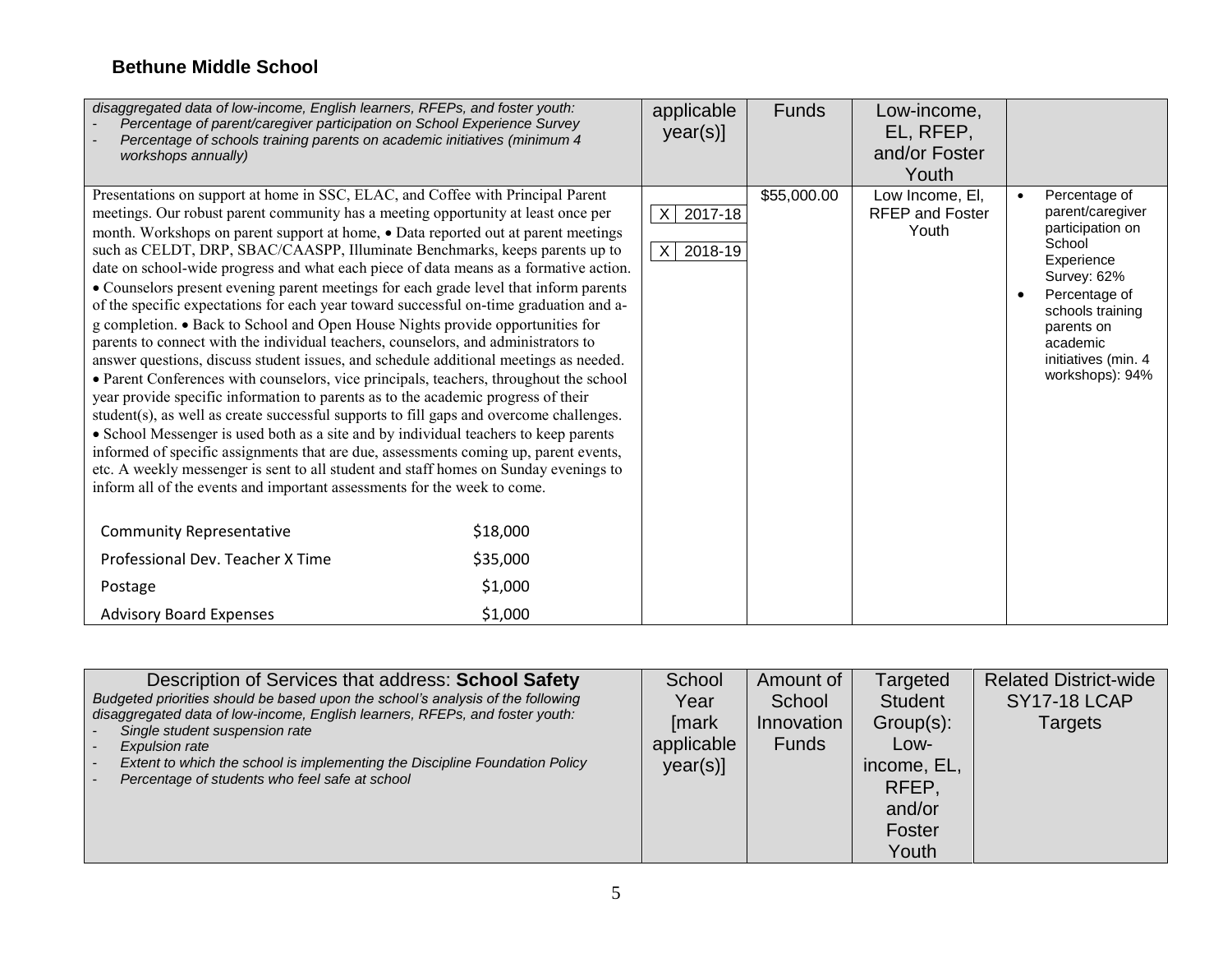## Bethune Middle School

| *disaggregated data of low-income, English learners, RFEPs, and foster youth:*<br>- *Percentage of parent/caregiver participation on School Experience Survey*<br>- *Percentage of schools training parents on academic initiatives (minimum 4 workshops annually)* | applicable year(s)] | Funds | Low-income, EL, RFEP, and/or Foster Youth | |
|---|---|---|---|---|
| Presentations on support at home in SSC, ELAC, and Coffee with Principal Parent meetings. Our robust parent community has a meeting opportunity at least once per month. Workshops on parent support at home, • Data reported out at parent meetings such as CELDT, DRP, SBAC/CAASPP, Illuminate Benchmarks, keeps parents up to date on school-wide progress and what each piece of data means as a formative action. • Counselors present evening parent meetings for each grade level that inform parents of the specific expectations for each year toward successful on-time graduation and a-g completion. • Back to School and Open House Nights provide opportunities for parents to connect with the individual teachers, counselors, and administrators to answer questions, discuss student issues, and schedule additional meetings as needed. • Parent Conferences with counselors, vice principals, teachers, throughout the school year provide specific information to parents as to the academic progress of their student(s), as well as create successful supports to fill gaps and overcome challenges. • School Messenger is used both as a site and by individual teachers to keep parents informed of specific assignments that are due, assessments coming up, parent events, etc. A weekly messenger is sent to all student and staff homes on Sunday evenings to inform all of the events and important assessments for the week to come.<br><br>Community Representative $18,000<br>Professional Dev. Teacher X Time $35,000<br>Postage $1,000<br>Advisory Board Expenses $1,000 | X 2017-18<br>X 2018-19 | $55,000.00 | Low Income, El, RFEP and Foster Youth | • Percentage of parent/caregiver participation on School Experience Survey: 62%<br>• Percentage of schools training parents on academic initiatives (min. 4 workshops): 94% |

| Description of Services that address: **School Safety**<br>*Budgeted priorities should be based upon the school's analysis of the following disaggregated data of low-income, English learners, RFEPs, and foster youth:*<br>- *Single student suspension rate*<br>- *Expulsion rate*<br>- *Extent to which the school is implementing the Discipline Foundation Policy*<br>- *Percentage of students who feel safe at school* | School Year [mark applicable year(s)] | Amount of School Innovation Funds | Targeted Student Group(s): Low-income, EL, RFEP, and/or Foster Youth | Related District-wide SY17-18 LCAP Targets |
|---|---|---|---|---|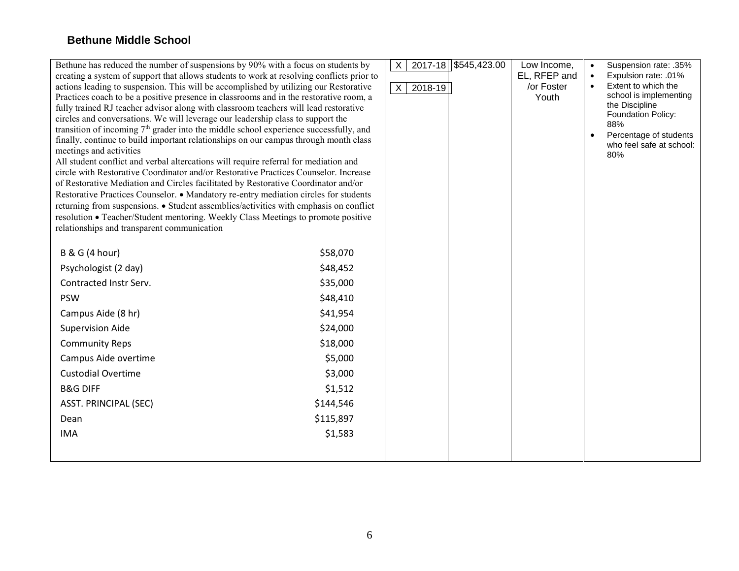## Bethune Middle School

| | | | | |
|---|---|---|---|---|
| Bethune has reduced the number of suspensions by 90% with a focus on students by creating a system of support that allows students to work at resolving conflicts prior to actions leading to suspension. This will be accomplished by utilizing our Restorative Practices coach to be a positive presence in classrooms and in the restorative room, a fully trained RJ teacher advisor along with classroom teachers will lead restorative circles and conversations. We will leverage our leadership class to support the transition of incoming 7th grader into the middle school experience successfully, and finally, continue to build important relationships on our campus through month class meetings and activities<br>All student conflict and verbal altercations will require referral for mediation and circle with Restorative Coordinator and/or Restorative Practices Counselor. Increase of Restorative Mediation and Circles facilitated by Restorative Coordinator and/or Restorative Practices Counselor. • Mandatory re-entry mediation circles for students returning from suspensions. • Student assemblies/activities with emphasis on conflict resolution • Teacher/Student mentoring. Weekly Class Meetings to promote positive relationships and transparent communication<br><br>B & G (4 hour) — $58,070<br>Psychologist (2 day) — $48,452<br>Contracted Instr Serv. — $35,000<br>PSW — $48,410<br>Campus Aide (8 hr) — $41,954<br>Supervision Aide — $24,000<br>Community Reps — $18,000<br>Campus Aide overtime — $5,000<br>Custodial Overtime — $3,000<br>B&G DIFF — $1,512<br>ASST. PRINCIPAL (SEC) — $144,546<br>Dean — $115,897<br>IMA — $1,583 | X 2017-18<br>X 2018-19 | $545,423.00 | Low Income, EL, RFEP and /or Foster Youth | • Suspension rate: .35%<br>• Expulsion rate: .01%<br>• Extent to which the school is implementing the Discipline Foundation Policy: 88%<br>• Percentage of students who feel safe at school: 80% |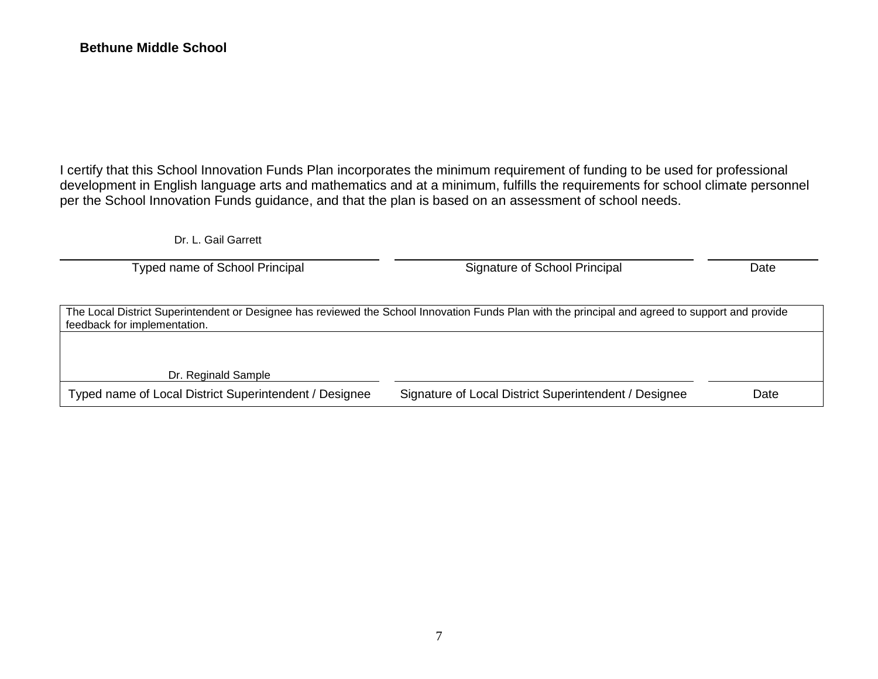**Bethune Middle School**

I certify that this School Innovation Funds Plan incorporates the minimum requirement of funding to be used for professional development in English language arts and mathematics and at a minimum, fulfills the requirements for school climate personnel per the School Innovation Funds guidance, and that the plan is based on an assessment of school needs.

| | | |
|---|---|---|
| Dr. L. Gail Garrett | | |
| Typed name of School Principal | Signature of School Principal | Date |

| | | |
|---|---|---|
| The Local District Superintendent or Designee has reviewed the School Innovation Funds Plan with the principal and agreed to support and provide feedback for implementation. | | |
| Dr. Reginald Sample | | |
| Typed name of Local District Superintendent / Designee | Signature of Local District Superintendent / Designee | Date |